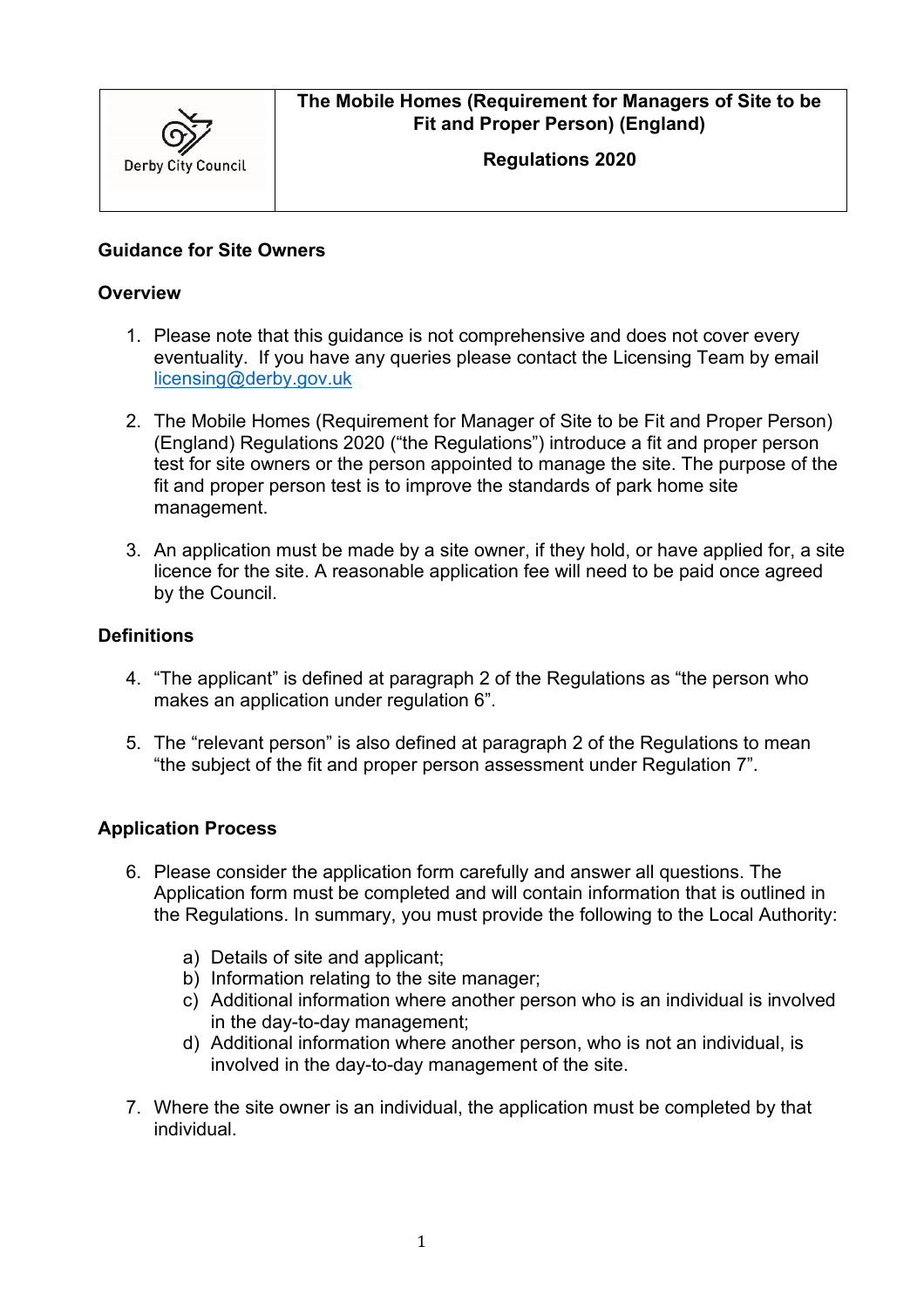| Derby City Council | **The Mobile Homes (Requirement for Managers of Site to be Fit and Proper Person) (England)**<br><br>**Regulations 2020** |
|---|---|

## Guidance for Site Owners

### Overview

1. Please note that this guidance is not comprehensive and does not cover every eventuality. If you have any queries please contact the Licensing Team by email licensing@derby.gov.uk

2. The Mobile Homes (Requirement for Manager of Site to be Fit and Proper Person) (England) Regulations 2020 ("the Regulations") introduce a fit and proper person test for site owners or the person appointed to manage the site. The purpose of the fit and proper person test is to improve the standards of park home site management.

3. An application must be made by a site owner, if they hold, or have applied for, a site licence for the site. A reasonable application fee will need to be paid once agreed by the Council.

### Definitions

4. "The applicant" is defined at paragraph 2 of the Regulations as "the person who makes an application under regulation 6".

5. The "relevant person" is also defined at paragraph 2 of the Regulations to mean "the subject of the fit and proper person assessment under Regulation 7".

### Application Process

6. Please consider the application form carefully and answer all questions. The Application form must be completed and will contain information that is outlined in the Regulations. In summary, you must provide the following to the Local Authority:

   a) Details of site and applicant;
   b) Information relating to the site manager;
   c) Additional information where another person who is an individual is involved in the day-to-day management;
   d) Additional information where another person, who is not an individual, is involved in the day-to-day management of the site.

7. Where the site owner is an individual, the application must be completed by that individual.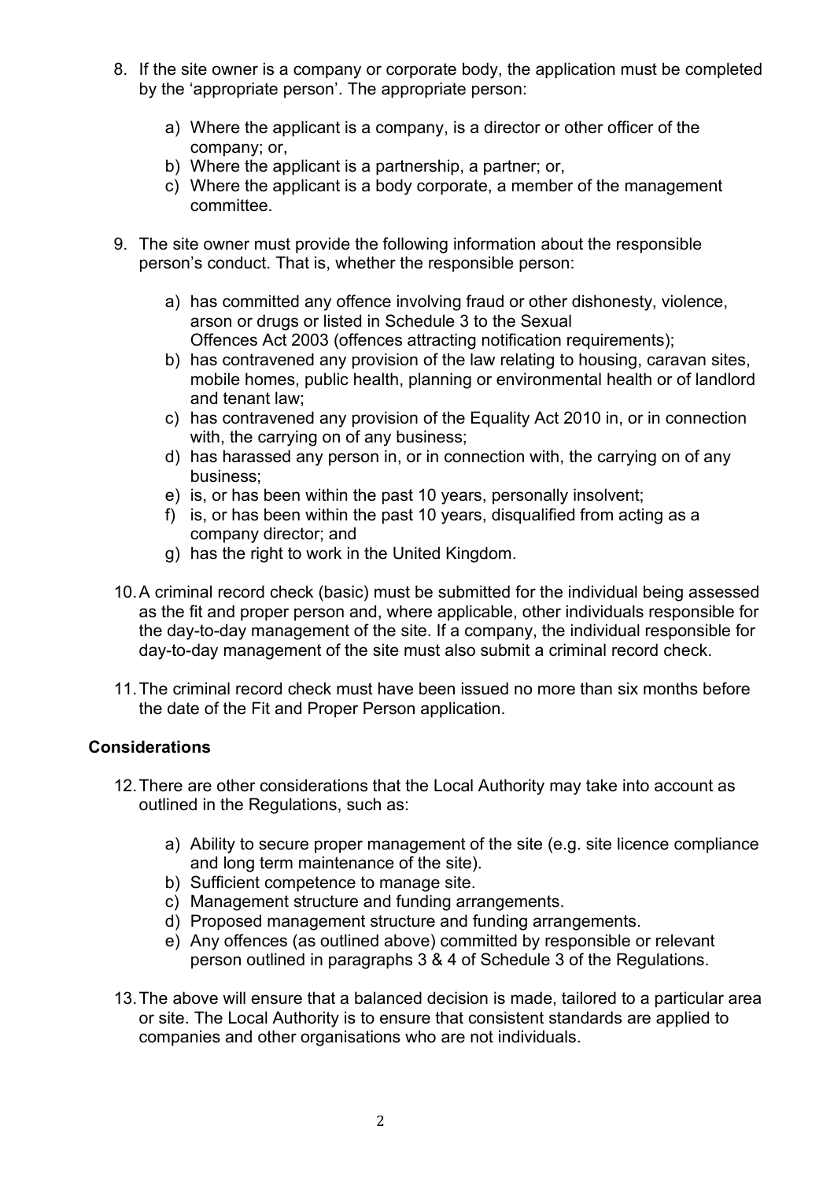8. If the site owner is a company or corporate body, the application must be completed by the 'appropriate person'. The appropriate person:

    a) Where the applicant is a company, is a director or other officer of the company; or,
    b) Where the applicant is a partnership, a partner; or,
    c) Where the applicant is a body corporate, a member of the management committee.

9. The site owner must provide the following information about the responsible person's conduct. That is, whether the responsible person:

    a) has committed any offence involving fraud or other dishonesty, violence, arson or drugs or listed in Schedule 3 to the Sexual Offences Act 2003 (offences attracting notification requirements);
    b) has contravened any provision of the law relating to housing, caravan sites, mobile homes, public health, planning or environmental health or of landlord and tenant law;
    c) has contravened any provision of the Equality Act 2010 in, or in connection with, the carrying on of any business;
    d) has harassed any person in, or in connection with, the carrying on of any business;
    e) is, or has been within the past 10 years, personally insolvent;
    f) is, or has been within the past 10 years, disqualified from acting as a company director; and
    g) has the right to work in the United Kingdom.

10. A criminal record check (basic) must be submitted for the individual being assessed as the fit and proper person and, where applicable, other individuals responsible for the day-to-day management of the site. If a company, the individual responsible for day-to-day management of the site must also submit a criminal record check.

11. The criminal record check must have been issued no more than six months before the date of the Fit and Proper Person application.

**Considerations**

12. There are other considerations that the Local Authority may take into account as outlined in the Regulations, such as:

    a) Ability to secure proper management of the site (e.g. site licence compliance and long term maintenance of the site).
    b) Sufficient competence to manage site.
    c) Management structure and funding arrangements.
    d) Proposed management structure and funding arrangements.
    e) Any offences (as outlined above) committed by responsible or relevant person outlined in paragraphs 3 & 4 of Schedule 3 of the Regulations.

13. The above will ensure that a balanced decision is made, tailored to a particular area or site. The Local Authority is to ensure that consistent standards are applied to companies and other organisations who are not individuals.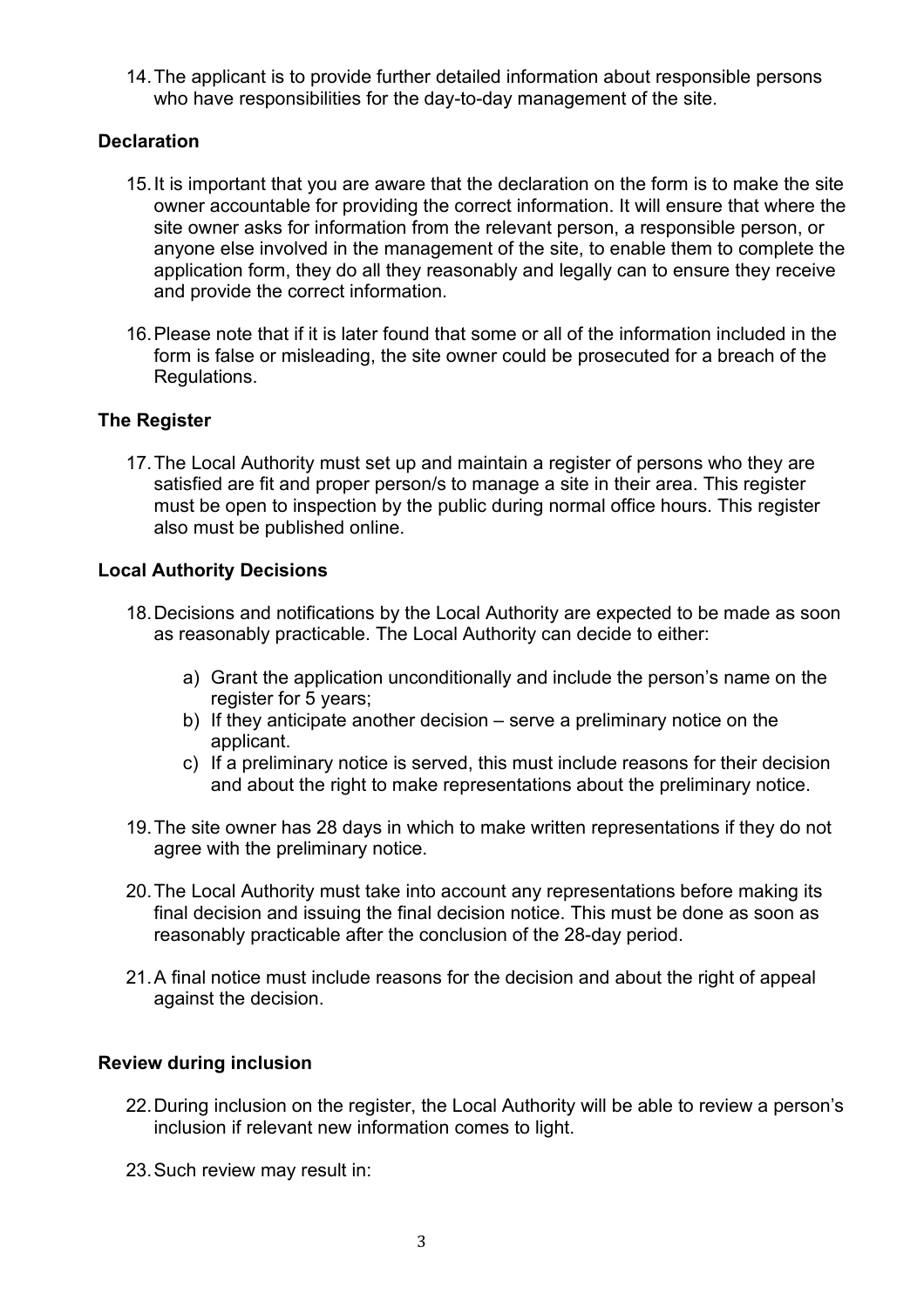14. The applicant is to provide further detailed information about responsible persons who have responsibilities for the day-to-day management of the site.

**Declaration**

15. It is important that you are aware that the declaration on the form is to make the site owner accountable for providing the correct information. It will ensure that where the site owner asks for information from the relevant person, a responsible person, or anyone else involved in the management of the site, to enable them to complete the application form, they do all they reasonably and legally can to ensure they receive and provide the correct information.

16. Please note that if it is later found that some or all of the information included in the form is false or misleading, the site owner could be prosecuted for a breach of the Regulations.

**The Register**

17. The Local Authority must set up and maintain a register of persons who they are satisfied are fit and proper person/s to manage a site in their area. This register must be open to inspection by the public during normal office hours. This register also must be published online.

**Local Authority Decisions**

18. Decisions and notifications by the Local Authority are expected to be made as soon as reasonably practicable. The Local Authority can decide to either:

    a) Grant the application unconditionally and include the person's name on the register for 5 years;
    b) If they anticipate another decision – serve a preliminary notice on the applicant.
    c) If a preliminary notice is served, this must include reasons for their decision and about the right to make representations about the preliminary notice.

19. The site owner has 28 days in which to make written representations if they do not agree with the preliminary notice.

20. The Local Authority must take into account any representations before making its final decision and issuing the final decision notice. This must be done as soon as reasonably practicable after the conclusion of the 28-day period.

21. A final notice must include reasons for the decision and about the right of appeal against the decision.

**Review during inclusion**

22. During inclusion on the register, the Local Authority will be able to review a person's inclusion if relevant new information comes to light.

23. Such review may result in: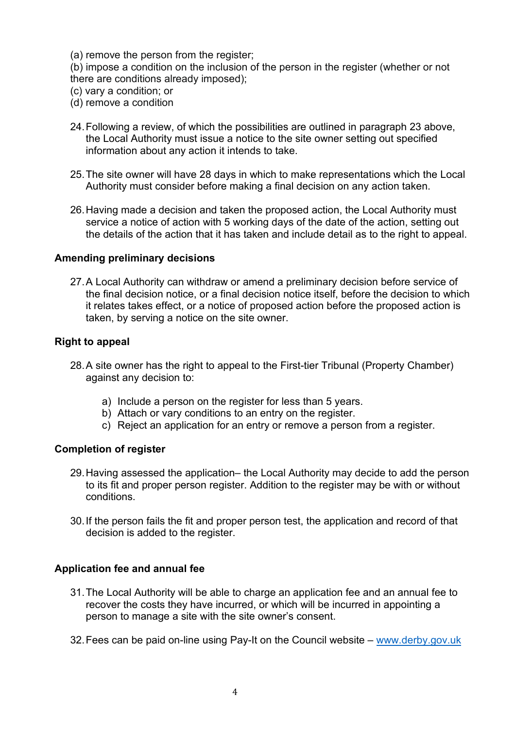(a) remove the person from the register;
(b) impose a condition on the inclusion of the person in the register (whether or not there are conditions already imposed);
(c) vary a condition; or
(d) remove a condition

24. Following a review, of which the possibilities are outlined in paragraph 23 above, the Local Authority must issue a notice to the site owner setting out specified information about any action it intends to take.

25. The site owner will have 28 days in which to make representations which the Local Authority must consider before making a final decision on any action taken.

26. Having made a decision and taken the proposed action, the Local Authority must service a notice of action with 5 working days of the date of the action, setting out the details of the action that it has taken and include detail as to the right to appeal.

**Amending preliminary decisions**

27. A Local Authority can withdraw or amend a preliminary decision before service of the final decision notice, or a final decision notice itself, before the decision to which it relates takes effect, or a notice of proposed action before the proposed action is taken, by serving a notice on the site owner.

**Right to appeal**

28. A site owner has the right to appeal to the First-tier Tribunal (Property Chamber) against any decision to:

    a) Include a person on the register for less than 5 years.
    b) Attach or vary conditions to an entry on the register.
    c) Reject an application for an entry or remove a person from a register.

**Completion of register**

29. Having assessed the application– the Local Authority may decide to add the person to its fit and proper person register. Addition to the register may be with or without conditions.

30. If the person fails the fit and proper person test, the application and record of that decision is added to the register.

**Application fee and annual fee**

31. The Local Authority will be able to charge an application fee and an annual fee to recover the costs they have incurred, or which will be incurred in appointing a person to manage a site with the site owner's consent.

32. Fees can be paid on-line using Pay-It on the Council website – [www.derby.gov.uk](http://www.derby.gov.uk)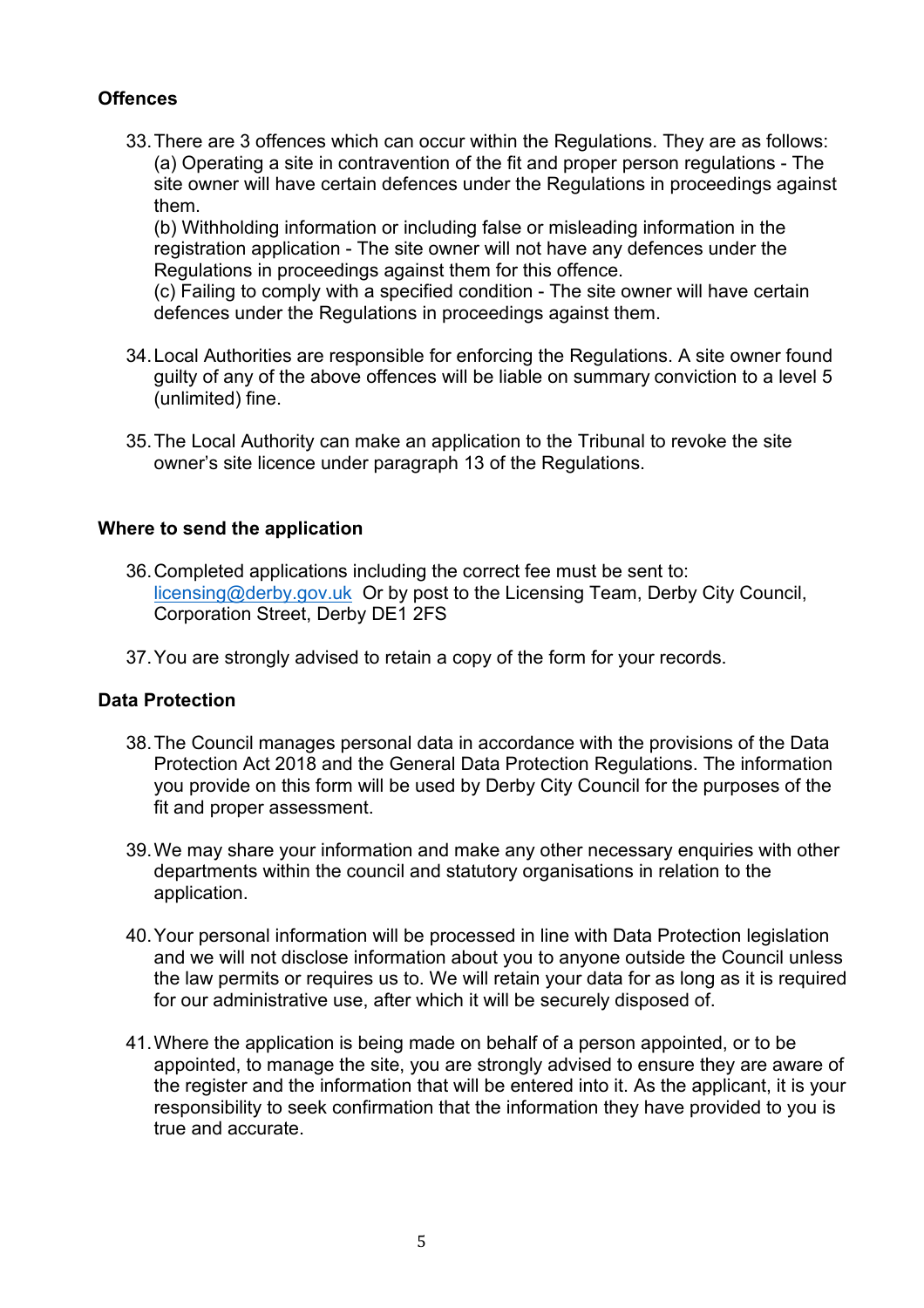**Offences**

33. There are 3 offences which can occur within the Regulations. They are as follows:
    (a) Operating a site in contravention of the fit and proper person regulations - The site owner will have certain defences under the Regulations in proceedings against them.
    (b) Withholding information or including false or misleading information in the registration application - The site owner will not have any defences under the Regulations in proceedings against them for this offence.
    (c) Failing to comply with a specified condition - The site owner will have certain defences under the Regulations in proceedings against them.

34. Local Authorities are responsible for enforcing the Regulations. A site owner found guilty of any of the above offences will be liable on summary conviction to a level 5 (unlimited) fine.

35. The Local Authority can make an application to the Tribunal to revoke the site owner's site licence under paragraph 13 of the Regulations.

**Where to send the application**

36. Completed applications including the correct fee must be sent to: licensing@derby.gov.uk Or by post to the Licensing Team, Derby City Council, Corporation Street, Derby DE1 2FS

37. You are strongly advised to retain a copy of the form for your records.

**Data Protection**

38. The Council manages personal data in accordance with the provisions of the Data Protection Act 2018 and the General Data Protection Regulations. The information you provide on this form will be used by Derby City Council for the purposes of the fit and proper assessment.

39. We may share your information and make any other necessary enquiries with other departments within the council and statutory organisations in relation to the application.

40. Your personal information will be processed in line with Data Protection legislation and we will not disclose information about you to anyone outside the Council unless the law permits or requires us to. We will retain your data for as long as it is required for our administrative use, after which it will be securely disposed of.

41. Where the application is being made on behalf of a person appointed, or to be appointed, to manage the site, you are strongly advised to ensure they are aware of the register and the information that will be entered into it. As the applicant, it is your responsibility to seek confirmation that the information they have provided to you is true and accurate.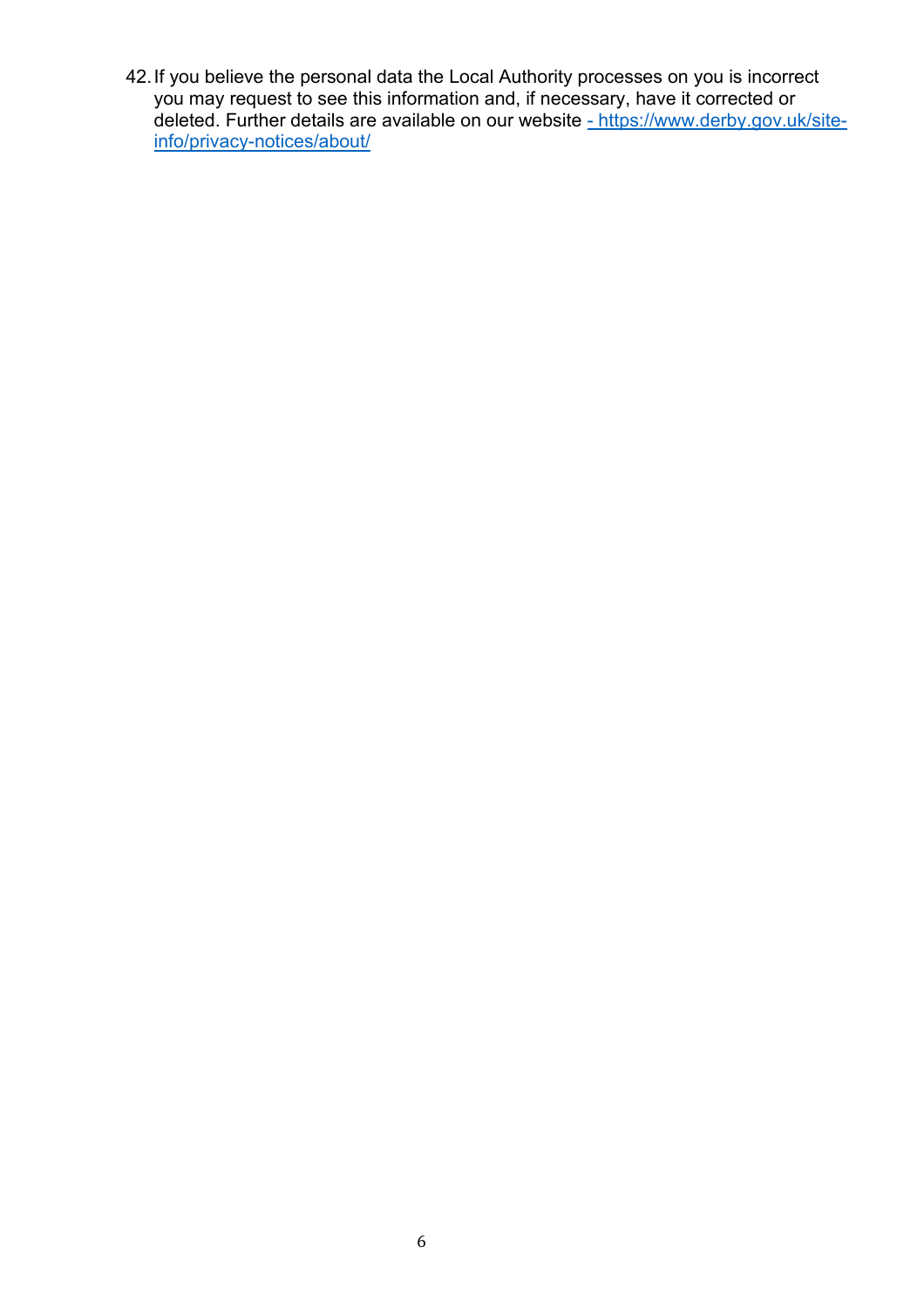42. If you believe the personal data the Local Authority processes on you is incorrect you may request to see this information and, if necessary, have it corrected or deleted. Further details are available on our website - https://www.derby.gov.uk/site-info/privacy-notices/about/